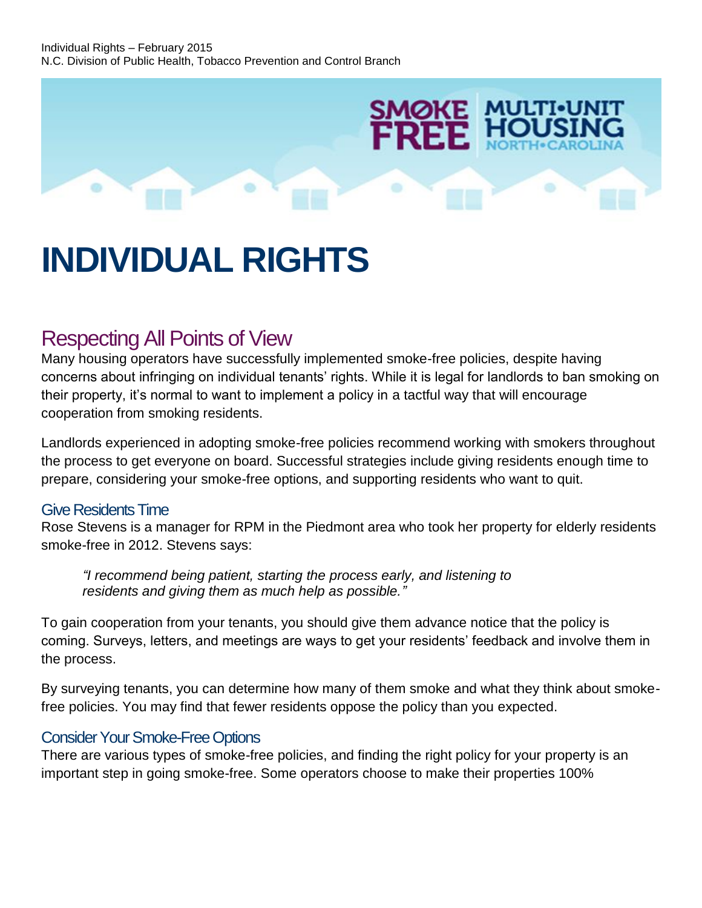# INDIVIDUAL RIGHTS

## Respecting All Points of View

Many housing operators have successfully implemented smoke-free policies, despite having concerns about infringing on individual tenants' rights. While it is legal for landlords to ban smoking on their property, it's normal to want to implement a policy in a tactful way that will encourage cooperation from smoking residents.

Landlords experienced in adopting smoke-free policies recommend working with smokers throughout the process to get everyone on board. Successful strategies include giving residents enough time to prepare, considering your smoke-free options, and supporting residents who want to quit.

### Give Residents Time

Rose Stevens is a manager for RPM in the Piedmont area who took her property for elderly residents smoke-free in 2012. Stevens says:

> *"I recommend being patient, starting the process early, and listening to residents and giving them as much help as possible."*

To gain cooperation from your tenants, you should give them advance notice that the policy is coming. Surveys, letters, and meetings are ways to get your residents' feedback and involve them in the process.

By surveying tenants, you can determine how many of them smoke and what they think about smoke-free policies. You may find that fewer residents oppose the policy than you expected.

### Consider Your Smoke-Free Options

There are various types of smoke-free policies, and finding the right policy for your property is an important step in going smoke-free. Some operators choose to make their properties 100%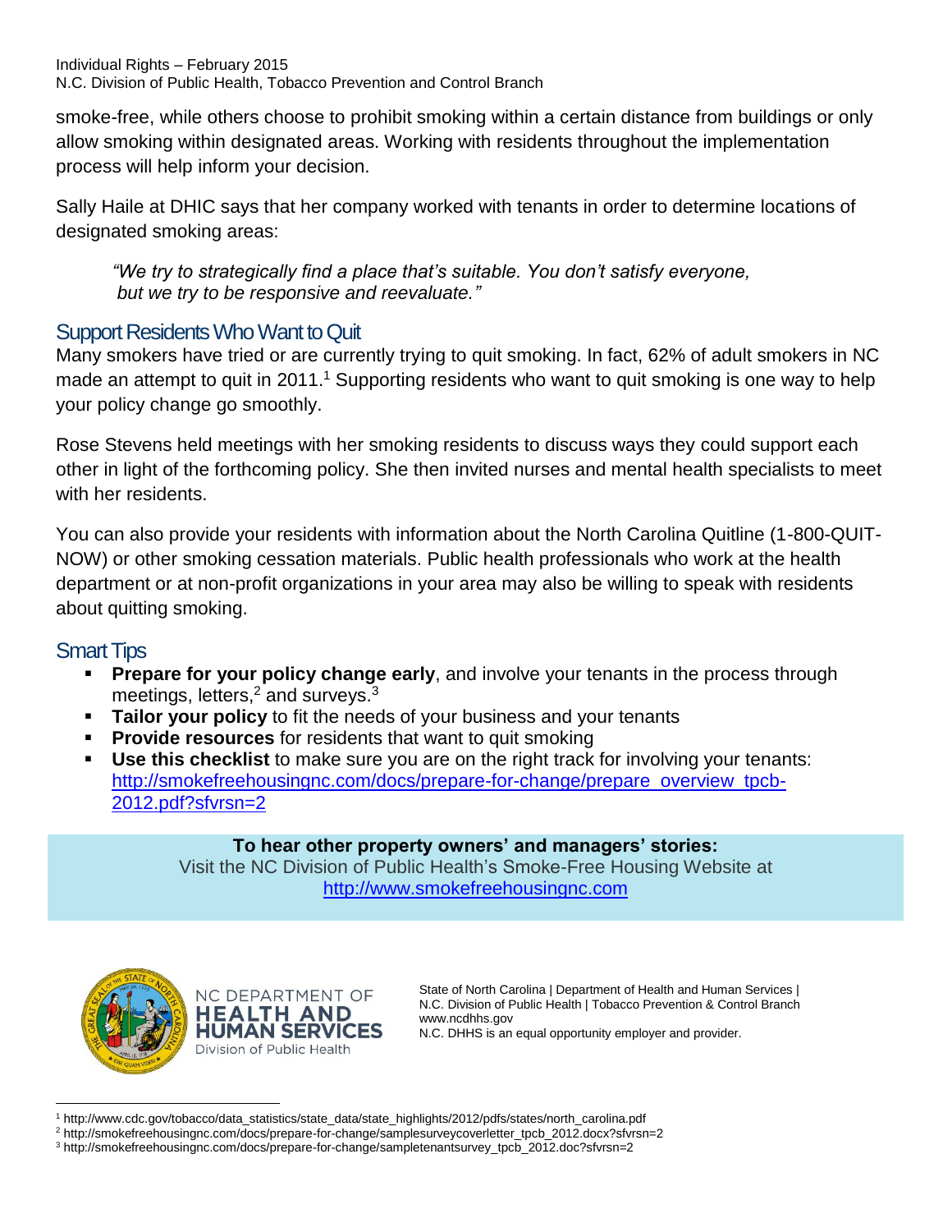smoke-free, while others choose to prohibit smoking within a certain distance from buildings or only allow smoking within designated areas. Working with residents throughout the implementation process will help inform your decision.

Sally Haile at DHIC says that her company worked with tenants in order to determine locations of designated smoking areas:

> *"We try to strategically find a place that's suitable. You don't satisfy everyone, but we try to be responsive and reevaluate."*

## Support Residents Who Want to Quit

Many smokers have tried or are currently trying to quit smoking. In fact, 62% of adult smokers in NC made an attempt to quit in 2011.[1] Supporting residents who want to quit smoking is one way to help your policy change go smoothly.

Rose Stevens held meetings with her smoking residents to discuss ways they could support each other in light of the forthcoming policy. She then invited nurses and mental health specialists to meet with her residents.

You can also provide your residents with information about the North Carolina Quitline (1-800-QUIT-NOW) or other smoking cessation materials. Public health professionals who work at the health department or at non-profit organizations in your area may also be willing to speak with residents about quitting smoking.

## Smart Tips

- **Prepare for your policy change early**, and involve your tenants in the process through meetings, letters,[2] and surveys.[3]
- **Tailor your policy** to fit the needs of your business and your tenants
- **Provide resources** for residents that want to quit smoking
- **Use this checklist** to make sure you are on the right track for involving your tenants: http://smokefreehousingnc.com/docs/prepare-for-change/prepare_overview_tpcb-2012.pdf?sfvrsn=2

**To hear other property owners' and managers' stories:**
Visit the NC Division of Public Health's Smoke-Free Housing Website at http://www.smokefreehousingnc.com

NC DEPARTMENT OF HEALTH AND HUMAN SERVICES
Division of Public Health

State of North Carolina | Department of Health and Human Services |
N.C. Division of Public Health | Tobacco Prevention & Control Branch
www.ncdhhs.gov
N.C. DHHS is an equal opportunity employer and provider.

---

[1] http://www.cdc.gov/tobacco/data_statistics/state_data/state_highlights/2012/pdfs/states/north_carolina.pdf

[2] http://smokefreehousingnc.com/docs/prepare-for-change/samplesurveycoverletter_tpcb_2012.docx?sfvrsn=2

[3] http://smokefreehousingnc.com/docs/prepare-for-change/sampletenantsurvey_tpcb_2012.doc?sfvrsn=2